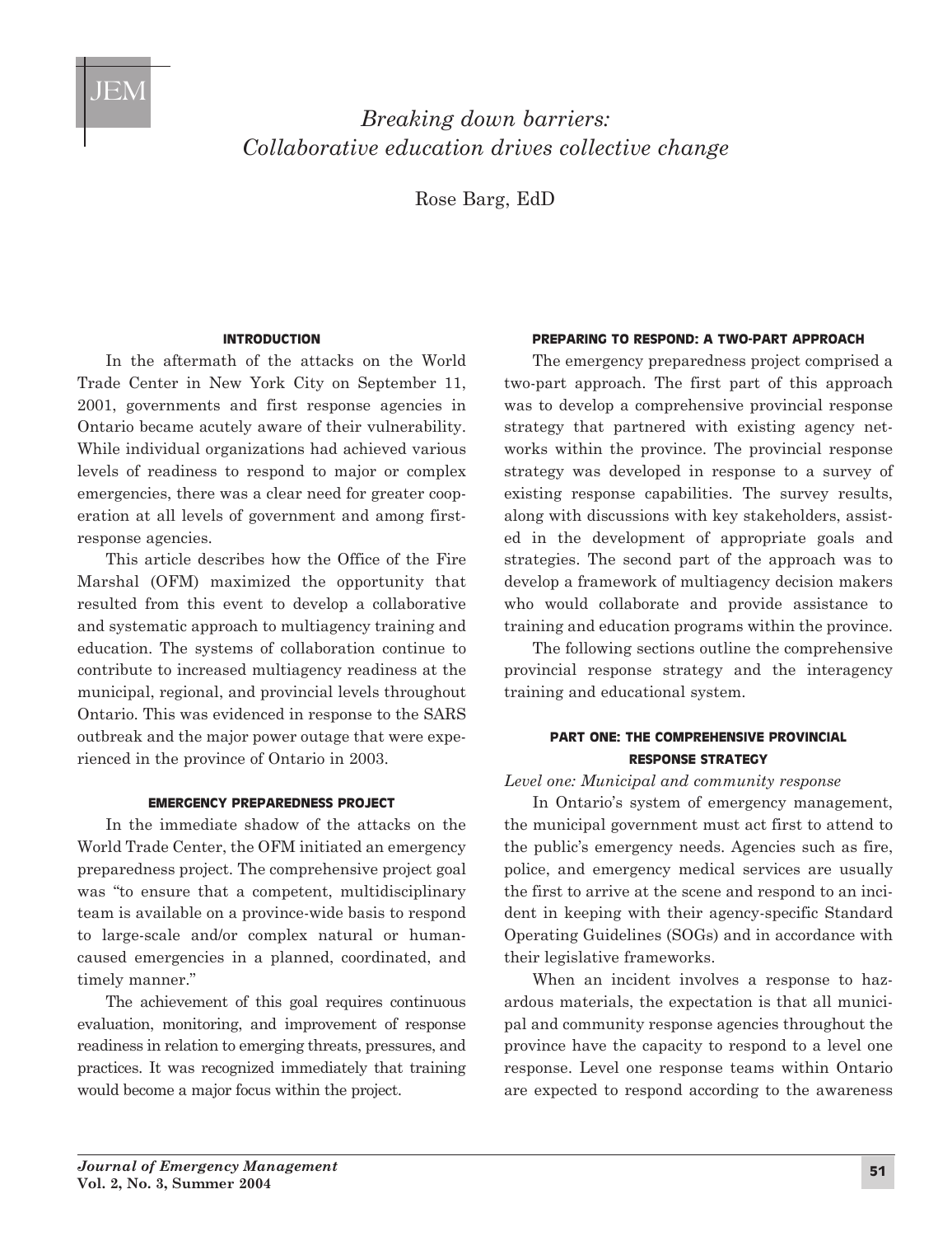# Breaking down barriers: Collaborative education drives collective change

Rose Barg, EdD

## INTRODUCTION

In the aftermath of the attacks on the World Trade Center in New York City on September 11, 2001, governments and first response agencies in Ontario became acutely aware of their vulnerability. While individual organizations had achieved various levels of readiness to respond to major or complex emergencies, there was a clear need for greater cooperation at all levels of government and among first-response agencies.

This article describes how the Office of the Fire Marshal (OFM) maximized the opportunity that resulted from this event to develop a collaborative and systematic approach to multiagency training and education. The systems of collaboration continue to contribute to increased multiagency readiness at the municipal, regional, and provincial levels throughout Ontario. This was evidenced in response to the SARS outbreak and the major power outage that were experienced in the province of Ontario in 2003.

## EMERGENCY PREPAREDNESS PROJECT

In the immediate shadow of the attacks on the World Trade Center, the OFM initiated an emergency preparedness project. The comprehensive project goal was "to ensure that a competent, multidisciplinary team is available on a province-wide basis to respond to large-scale and/or complex natural or human-caused emergencies in a planned, coordinated, and timely manner."

The achievement of this goal requires continuous evaluation, monitoring, and improvement of response readiness in relation to emerging threats, pressures, and practices. It was recognized immediately that training would become a major focus within the project.

## PREPARING TO RESPOND: A TWO-PART APPROACH

The emergency preparedness project comprised a two-part approach. The first part of this approach was to develop a comprehensive provincial response strategy that partnered with existing agency networks within the province. The provincial response strategy was developed in response to a survey of existing response capabilities. The survey results, along with discussions with key stakeholders, assisted in the development of appropriate goals and strategies. The second part of the approach was to develop a framework of multiagency decision makers who would collaborate and provide assistance to training and education programs within the province.

The following sections outline the comprehensive provincial response strategy and the interagency training and educational system.

## PART ONE: THE COMPREHENSIVE PROVINCIAL RESPONSE STRATEGY

*Level one: Municipal and community response*

In Ontario's system of emergency management, the municipal government must act first to attend to the public's emergency needs. Agencies such as fire, police, and emergency medical services are usually the first to arrive at the scene and respond to an incident in keeping with their agency-specific Standard Operating Guidelines (SOGs) and in accordance with their legislative frameworks.

When an incident involves a response to hazardous materials, the expectation is that all municipal and community response agencies throughout the province have the capacity to respond to a level one response. Level one response teams within Ontario are expected to respond according to the awareness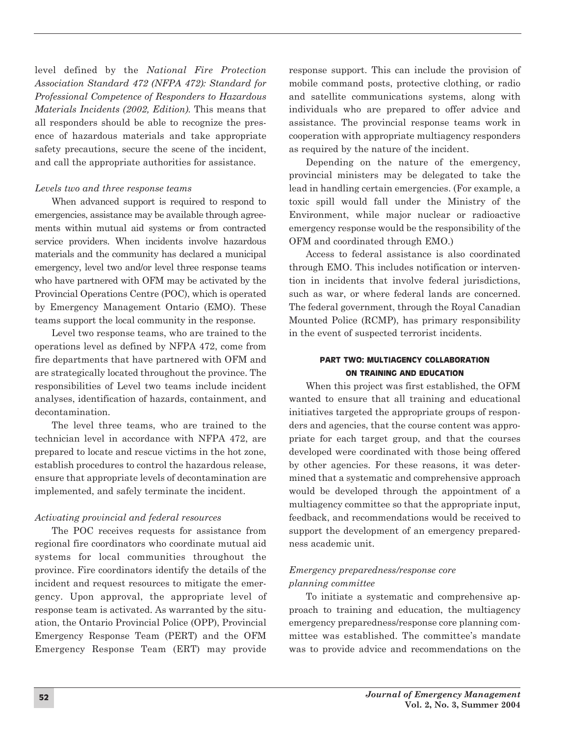level defined by the *National Fire Protection Association Standard 472 (NFPA 472): Standard for Professional Competence of Responders to Hazardous Materials Incidents (2002, Edition)*. This means that all responders should be able to recognize the presence of hazardous materials and take appropriate safety precautions, secure the scene of the incident, and call the appropriate authorities for assistance.

*Levels two and three response teams*

When advanced support is required to respond to emergencies, assistance may be available through agreements within mutual aid systems or from contracted service providers. When incidents involve hazardous materials and the community has declared a municipal emergency, level two and/or level three response teams who have partnered with OFM may be activated by the Provincial Operations Centre (POC), which is operated by Emergency Management Ontario (EMO). These teams support the local community in the response.

Level two response teams, who are trained to the operations level as defined by NFPA 472, come from fire departments that have partnered with OFM and are strategically located throughout the province. The responsibilities of Level two teams include incident analyses, identification of hazards, containment, and decontamination.

The level three teams, who are trained to the technician level in accordance with NFPA 472, are prepared to locate and rescue victims in the hot zone, establish procedures to control the hazardous release, ensure that appropriate levels of decontamination are implemented, and safely terminate the incident.

*Activating provincial and federal resources*

The POC receives requests for assistance from regional fire coordinators who coordinate mutual aid systems for local communities throughout the province. Fire coordinators identify the details of the incident and request resources to mitigate the emergency. Upon approval, the appropriate level of response team is activated. As warranted by the situation, the Ontario Provincial Police (OPP), Provincial Emergency Response Team (PERT) and the OFM Emergency Response Team (ERT) may provide response support. This can include the provision of mobile command posts, protective clothing, or radio and satellite communications systems, along with individuals who are prepared to offer advice and assistance. The provincial response teams work in cooperation with appropriate multiagency responders as required by the nature of the incident.

Depending on the nature of the emergency, provincial ministers may be delegated to take the lead in handling certain emergencies. (For example, a toxic spill would fall under the Ministry of the Environment, while major nuclear or radioactive emergency response would be the responsibility of the OFM and coordinated through EMO.)

Access to federal assistance is also coordinated through EMO. This includes notification or intervention in incidents that involve federal jurisdictions, such as war, or where federal lands are concerned. The federal government, through the Royal Canadian Mounted Police (RCMP), has primary responsibility in the event of suspected terrorist incidents.

## PART TWO: MULTIAGENCY COLLABORATION ON TRAINING AND EDUCATION

When this project was first established, the OFM wanted to ensure that all training and educational initiatives targeted the appropriate groups of responders and agencies, that the course content was appropriate for each target group, and that the courses developed were coordinated with those being offered by other agencies. For these reasons, it was determined that a systematic and comprehensive approach would be developed through the appointment of a multiagency committee so that the appropriate input, feedback, and recommendations would be received to support the development of an emergency preparedness academic unit.

*Emergency preparedness/response core planning committee*

To initiate a systematic and comprehensive approach to training and education, the multiagency emergency preparedness/response core planning committee was established. The committee's mandate was to provide advice and recommendations on the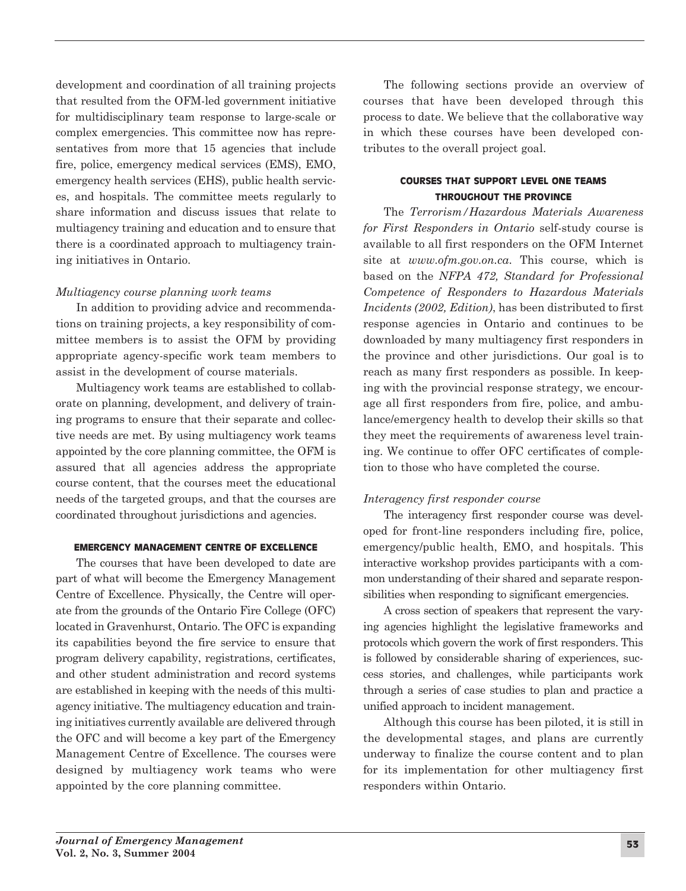development and coordination of all training projects that resulted from the OFM-led government initiative for multidisciplinary team response to large-scale or complex emergencies. This committee now has representatives from more that 15 agencies that include fire, police, emergency medical services (EMS), EMO, emergency health services (EHS), public health services, and hospitals. The committee meets regularly to share information and discuss issues that relate to multiagency training and education and to ensure that there is a coordinated approach to multiagency training initiatives in Ontario.

*Multiagency course planning work teams*

In addition to providing advice and recommendations on training projects, a key responsibility of committee members is to assist the OFM by providing appropriate agency-specific work team members to assist in the development of course materials.

Multiagency work teams are established to collaborate on planning, development, and delivery of training programs to ensure that their separate and collective needs are met. By using multiagency work teams appointed by the core planning committee, the OFM is assured that all agencies address the appropriate course content, that the courses meet the educational needs of the targeted groups, and that the courses are coordinated throughout jurisdictions and agencies.

### EMERGENCY MANAGEMENT CENTRE OF EXCELLENCE

The courses that have been developed to date are part of what will become the Emergency Management Centre of Excellence. Physically, the Centre will operate from the grounds of the Ontario Fire College (OFC) located in Gravenhurst, Ontario. The OFC is expanding its capabilities beyond the fire service to ensure that program delivery capability, registrations, certificates, and other student administration and record systems are established in keeping with the needs of this multiagency initiative. The multiagency education and training initiatives currently available are delivered through the OFC and will become a key part of the Emergency Management Centre of Excellence. The courses were designed by multiagency work teams who were appointed by the core planning committee.

The following sections provide an overview of courses that have been developed through this process to date. We believe that the collaborative way in which these courses have been developed contributes to the overall project goal.

### COURSES THAT SUPPORT LEVEL ONE TEAMS THROUGHOUT THE PROVINCE

The *Terrorism/Hazardous Materials Awareness for First Responders in Ontario* self-study course is available to all first responders on the OFM Internet site at *www.ofm.gov.on.ca*. This course, which is based on the *NFPA 472, Standard for Professional Competence of Responders to Hazardous Materials Incidents (2002, Edition)*, has been distributed to first response agencies in Ontario and continues to be downloaded by many multiagency first responders in the province and other jurisdictions. Our goal is to reach as many first responders as possible. In keeping with the provincial response strategy, we encourage all first responders from fire, police, and ambulance/emergency health to develop their skills so that they meet the requirements of awareness level training. We continue to offer OFC certificates of completion to those who have completed the course.

*Interagency first responder course*

The interagency first responder course was developed for front-line responders including fire, police, emergency/public health, EMO, and hospitals. This interactive workshop provides participants with a common understanding of their shared and separate responsibilities when responding to significant emergencies.

A cross section of speakers that represent the varying agencies highlight the legislative frameworks and protocols which govern the work of first responders. This is followed by considerable sharing of experiences, success stories, and challenges, while participants work through a series of case studies to plan and practice a unified approach to incident management.

Although this course has been piloted, it is still in the developmental stages, and plans are currently underway to finalize the course content and to plan for its implementation for other multiagency first responders within Ontario.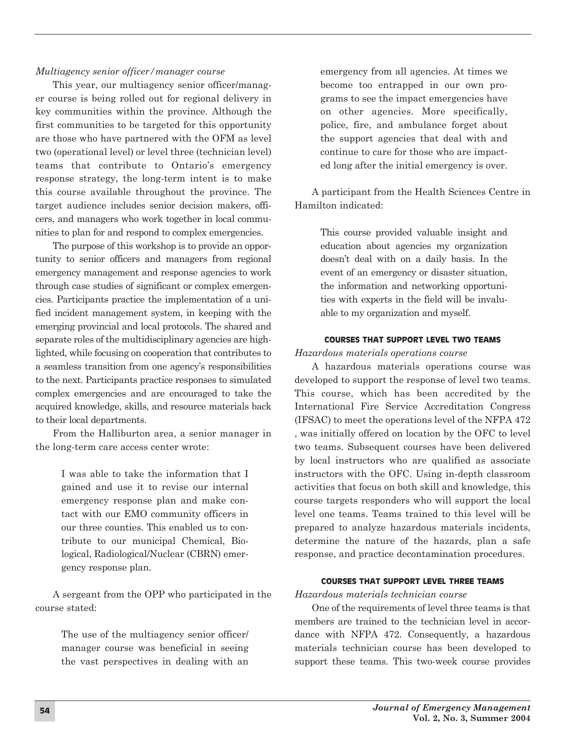*Multiagency senior officer/manager course*

This year, our multiagency senior officer/manager course is being rolled out for regional delivery in key communities within the province. Although the first communities to be targeted for this opportunity are those who have partnered with the OFM as level two (operational level) or level three (technician level) teams that contribute to Ontario's emergency response strategy, the long-term intent is to make this course available throughout the province. The target audience includes senior decision makers, officers, and managers who work together in local communities to plan for and respond to complex emergencies.

The purpose of this workshop is to provide an opportunity to senior officers and managers from regional emergency management and response agencies to work through case studies of significant or complex emergencies. Participants practice the implementation of a unified incident management system, in keeping with the emerging provincial and local protocols. The shared and separate roles of the multidisciplinary agencies are highlighted, while focusing on cooperation that contributes to a seamless transition from one agency's responsibilities to the next. Participants practice responses to simulated complex emergencies and are encouraged to take the acquired knowledge, skills, and resource materials back to their local departments.

From the Halliburton area, a senior manager in the long-term care access center wrote:

> I was able to take the information that I gained and use it to revise our internal emergency response plan and make contact with our EMO community officers in our three counties. This enabled us to contribute to our municipal Chemical, Biological, Radiological/Nuclear (CBRN) emergency response plan.

A sergeant from the OPP who participated in the course stated:

> The use of the multiagency senior officer/manager course was beneficial in seeing the vast perspectives in dealing with an emergency from all agencies. At times we become too entrapped in our own programs to see the impact emergencies have on other agencies. More specifically, police, fire, and ambulance forget about the support agencies that deal with and continue to care for those who are impacted long after the initial emergency is over.

A participant from the Health Sciences Centre in Hamilton indicated:

> This course provided valuable insight and education about agencies my organization doesn't deal with on a daily basis. In the event of an emergency or disaster situation, the information and networking opportunities with experts in the field will be invaluable to my organization and myself.

### COURSES THAT SUPPORT LEVEL TWO TEAMS

*Hazardous materials operations course*

A hazardous materials operations course was developed to support the response of level two teams. This course, which has been accredited by the International Fire Service Accreditation Congress (IFSAC) to meet the operations level of the NFPA 472 , was initially offered on location by the OFC to level two teams. Subsequent courses have been delivered by local instructors who are qualified as associate instructors with the OFC. Using in-depth classroom activities that focus on both skill and knowledge, this course targets responders who will support the local level one teams. Teams trained to this level will be prepared to analyze hazardous materials incidents, determine the nature of the hazards, plan a safe response, and practice decontamination procedures.

### COURSES THAT SUPPORT LEVEL THREE TEAMS

*Hazardous materials technician course*

One of the requirements of level three teams is that members are trained to the technician level in accordance with NFPA 472. Consequently, a hazardous materials technician course has been developed to support these teams. This two-week course provides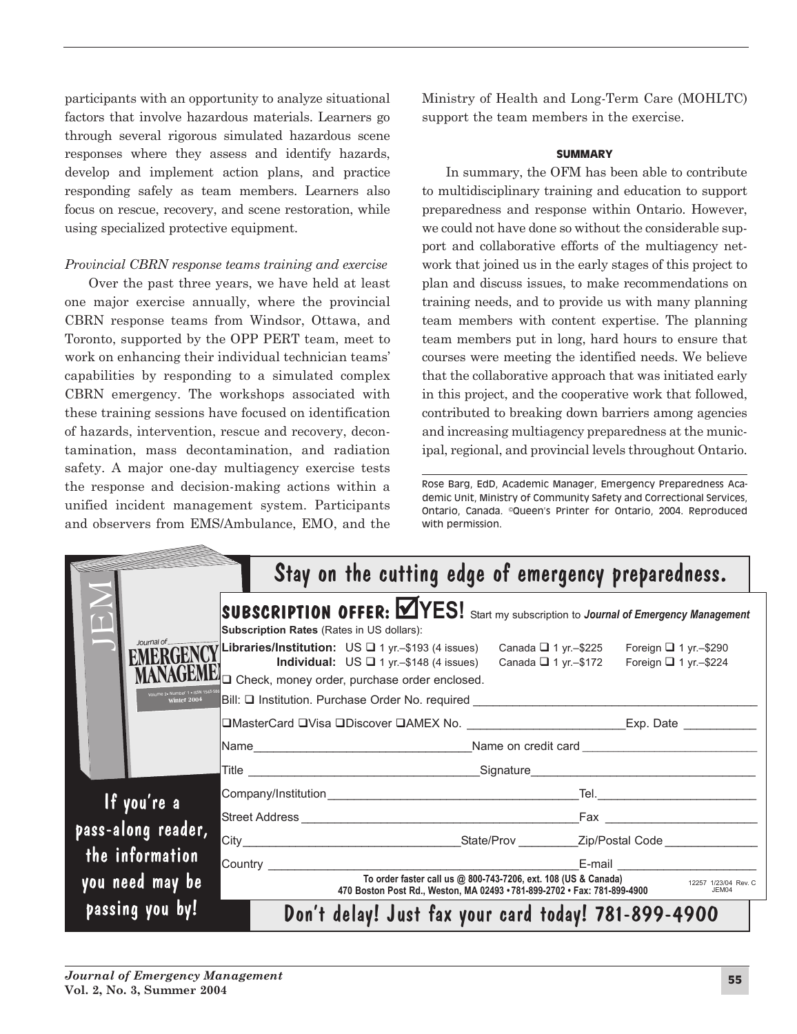participants with an opportunity to analyze situational factors that involve hazardous materials. Learners go through several rigorous simulated hazardous scene responses where they assess and identify hazards, develop and implement action plans, and practice responding safely as team members. Learners also focus on rescue, recovery, and scene restoration, while using specialized protective equipment.

*Provincial CBRN response teams training and exercise*

Over the past three years, we have held at least one major exercise annually, where the provincial CBRN response teams from Windsor, Ottawa, and Toronto, supported by the OPP PERT team, meet to work on enhancing their individual technician teams' capabilities by responding to a simulated complex CBRN emergency. The workshops associated with these training sessions have focused on identification of hazards, intervention, rescue and recovery, decontamination, mass decontamination, and radiation safety. A major one-day multiagency exercise tests the response and decision-making actions within a unified incident management system. Participants and observers from EMS/Ambulance, EMO, and the Ministry of Health and Long-Term Care (MOHLTC) support the team members in the exercise.

## SUMMARY

In summary, the OFM has been able to contribute to multidisciplinary training and education to support preparedness and response within Ontario. However, we could not have done so without the considerable support and collaborative efforts of the multiagency network that joined us in the early stages of this project to plan and discuss issues, to make recommendations on training needs, and to provide us with many planning team members with content expertise. The planning team members put in long, hard hours to ensure that courses were meeting the identified needs. We believe that the collaborative approach that was initiated early in this project, and the cooperative work that followed, contributed to breaking down barriers among agencies and increasing multiagency preparedness at the municipal, regional, and provincial levels throughout Ontario.

---

Rose Barg, EdD, Academic Manager, Emergency Preparedness Academic Unit, Ministry of Community Safety and Correctional Services, Ontario, Canada. ©Queen's Printer for Ontario, 2004. Reproduced with permission.

---

JEM

Journal of EMERGENCY MANAGEMENT

Volume 2 • Number 1 • ISSN 1543-5865

Winter 2004

**Stay on the cutting edge of emergency preparedness.**

**SUBSCRIPTION OFFER: ☑YES!** Start my subscription to ***Journal of Emergency Management***

**Subscription Rates** (Rates in US dollars):

**Libraries/Institution:** US ❑ 1 yr.–$193 (4 issues) Canada ❑ 1 yr.–$225 Foreign ❑ 1 yr.–$290

**Individual:** US ❑ 1 yr.–$148 (4 issues) Canada ❑ 1 yr.–$172 Foreign ❑ 1 yr.–$224

❑ Check, money order, purchase order enclosed.

Bill: ❑ Institution. Purchase Order No. required ____________________

❑MasterCard ❑Visa ❑Discover ❑AMEX No. ____________________ Exp. Date __________

Name ____________________ Name on credit card ____________________

Title ____________________ Signature ____________________

Company/Institution ____________________ Tel. ____________________

Street Address ____________________ Fax ____________________

City ____________________ State/Prov __________ Zip/Postal Code __________

Country ____________________ E-mail ____________________

**To order faster call us @ 800-743-7206, ext. 108 (US & Canada)**
**470 Boston Post Rd., Weston, MA 02493 • 781-899-2702 • Fax: 781-899-4900**

12257 1/23/04 Rev. C JEM04

**If you're a pass-along reader, the information you need may be passing you by!**

**Don't delay! Just fax your card today! 781-899-4900**